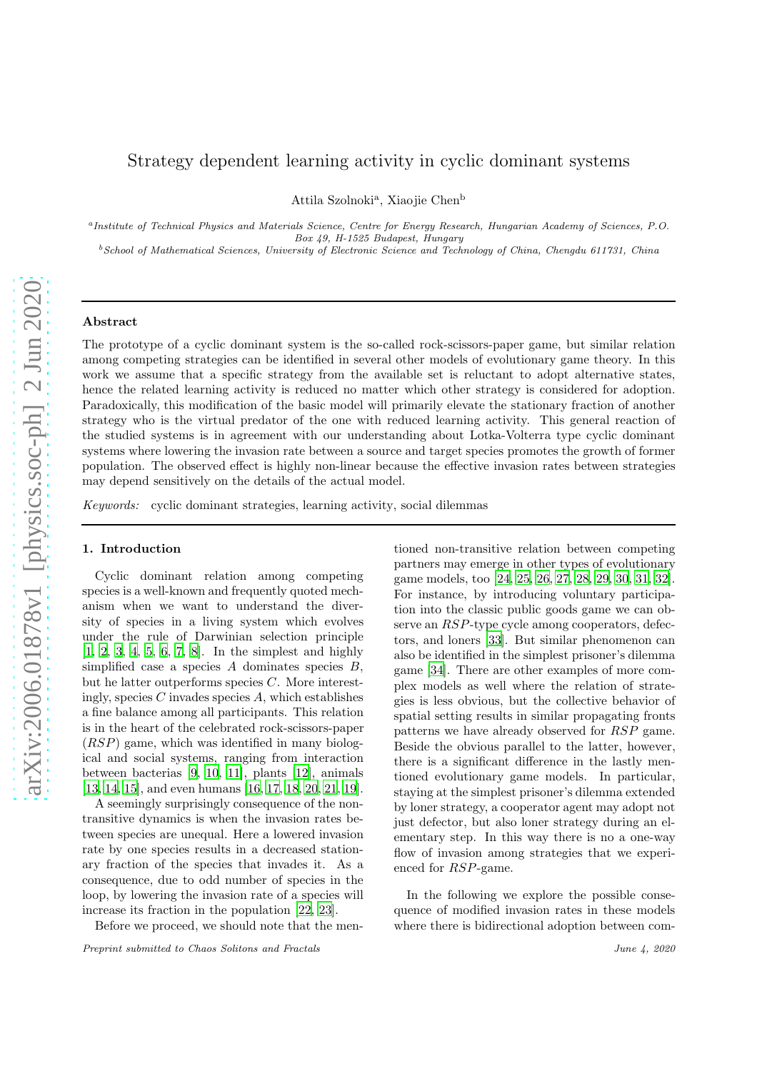# Strategy dependent learning activity in cyclic dominant systems

Attila Szolnoki[a], Xiaojie Chen[b]

[a] *Institute of Technical Physics and Materials Science, Centre for Energy Research, Hungarian Academy of Sciences, P.O. Box 49, H-1525 Budapest, Hungary*

[b] *School of Mathematical Sciences, University of Electronic Science and Technology of China, Chengdu 611731, China*

## Abstract

The prototype of a cyclic dominant system is the so-called rock-scissors-paper game, but similar relation among competing strategies can be identified in several other models of evolutionary game theory. In this work we assume that a specific strategy from the available set is reluctant to adopt alternative states, hence the related learning activity is reduced no matter which other strategy is considered for adoption. Paradoxically, this modification of the basic model will primarily elevate the stationary fraction of another strategy who is the virtual predator of the one with reduced learning activity. This general reaction of the studied systems is in agreement with our understanding about Lotka-Volterra type cyclic dominant systems where lowering the invasion rate between a source and target species promotes the growth of former population. The observed effect is highly non-linear because the effective invasion rates between strategies may depend sensitively on the details of the actual model.

*Keywords:* cyclic dominant strategies, learning activity, social dilemmas

## 1. Introduction

Cyclic dominant relation among competing species is a well-known and frequently quoted mechanism when we want to understand the diversity of species in a living system which evolves under the rule of Darwinian selection principle [1, 2, 3, 4, 5, 6, 7, 8]. In the simplest and highly simplified case a species $A$ dominates species $B$, but he latter outperforms species $C$. More interestingly, species $C$ invades species $A$, which establishes a fine balance among all participants. This relation is in the heart of the celebrated rock-scissors-paper ($RSP$) game, which was identified in many biological and social systems, ranging from interaction between bacterias [9, 10, 11], plants [12], animals [13, 14, 15], and even humans [16, 17, 18, 20, 21, 19].

A seemingly surprisingly consequence of the non-transitive dynamics is when the invasion rates between species are unequal. Here a lowered invasion rate by one species results in a decreased stationary fraction of the species that invades it. As a consequence, due to odd number of species in the loop, by lowering the invasion rate of a species will increase its fraction in the population [22, 23].

Before we proceed, we should note that the mentioned non-transitive relation between competing partners may emerge in other types of evolutionary game models, too [24, 25, 26, 27, 28, 29, 30, 31, 32]. For instance, by introducing voluntary participation into the classic public goods game we can observe an $RSP$-type cycle among cooperators, defectors, and loners [33]. But similar phenomenon can also be identified in the simplest prisoner's dilemma game [34]. There are other examples of more complex models as well where the relation of strategies is less obvious, but the collective behavior of spatial setting results in similar propagating fronts patterns we have already observed for $RSP$ game. Beside the obvious parallel to the latter, however, there is a significant difference in the lastly mentioned evolutionary game models. In particular, staying at the simplest prisoner's dilemma extended by loner strategy, a cooperator agent may adopt not just defector, but also loner strategy during an elementary step. In this way there is no a one-way flow of invasion among strategies that we experienced for $RSP$-game.

In the following we explore the possible consequence of modified invasion rates in these models where there is bidirectional adoption between com-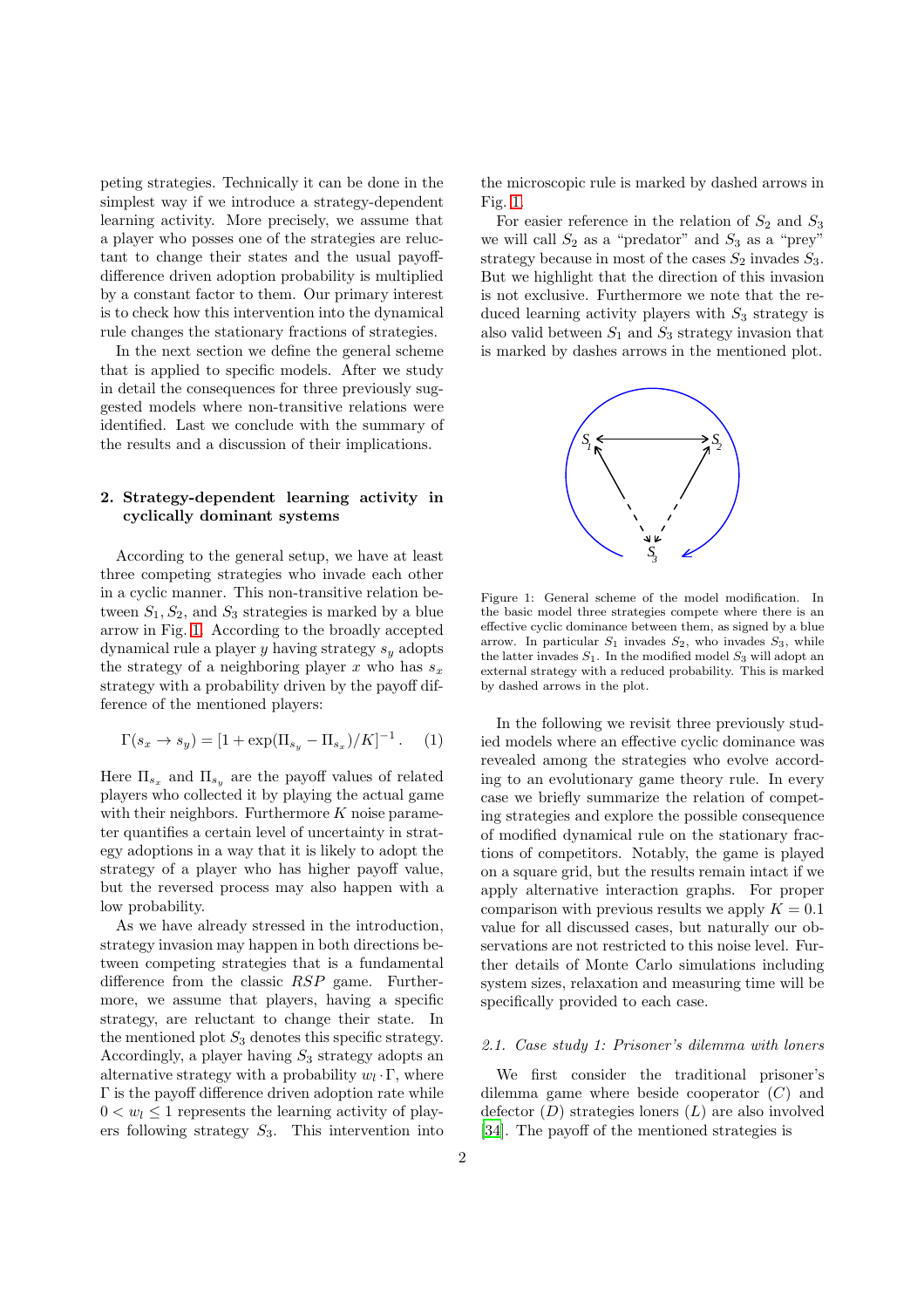peting strategies. Technically it can be done in the simplest way if we introduce a strategy-dependent learning activity. More precisely, we assume that a player who posses one of the strategies are reluctant to change their states and the usual payoff-difference driven adoption probability is multiplied by a constant factor to them. Our primary interest is to check how this intervention into the dynamical rule changes the stationary fractions of strategies.

In the next section we define the general scheme that is applied to specific models. After we study in detail the consequences for three previously suggested models where non-transitive relations were identified. Last we conclude with the summary of the results and a discussion of their implications.

## 2. Strategy-dependent learning activity in cyclically dominant systems

According to the general setup, we have at least three competing strategies who invade each other in a cyclic manner. This non-transitive relation between $S_1, S_2$, and $S_3$ strategies is marked by a blue arrow in Fig. 1. According to the broadly accepted dynamical rule a player $y$ having strategy $s_y$ adopts the strategy of a neighboring player $x$ who has $s_x$ strategy with a probability driven by the payoff difference of the mentioned players:

$$\Gamma(s_x \to s_y) = [1 + \exp(\Pi_{s_y} - \Pi_{s_x})/K]^{-1} . \quad (1)$$

Here $\Pi_{s_x}$ and $\Pi_{s_y}$ are the payoff values of related players who collected it by playing the actual game with their neighbors. Furthermore $K$ noise parameter quantifies a certain level of uncertainty in strategy adoptions in a way that it is likely to adopt the strategy of a player who has higher payoff value, but the reversed process may also happen with a low probability.

As we have already stressed in the introduction, strategy invasion may happen in both directions between competing strategies that is a fundamental difference from the classic *RSP* game. Furthermore, we assume that players, having a specific strategy, are reluctant to change their state. In the mentioned plot $S_3$ denotes this specific strategy. Accordingly, a player having $S_3$ strategy adopts an alternative strategy with a probability $w_l \cdot \Gamma$, where $\Gamma$ is the payoff difference driven adoption rate while $0 < w_l \leq 1$ represents the learning activity of players following strategy $S_3$. This intervention into the microscopic rule is marked by dashed arrows in Fig. 1.

For easier reference in the relation of $S_2$ and $S_3$ we will call $S_2$ as a "predator" and $S_3$ as a "prey" strategy because in most of the cases $S_2$ invades $S_3$. But we highlight that the direction of this invasion is not exclusive. Furthermore we note that the reduced learning activity players with $S_3$ strategy is also valid between $S_1$ and $S_3$ strategy invasion that is marked by dashes arrows in the mentioned plot.

Figure 1: General scheme of the model modification. In the basic model three strategies compete where there is an effective cyclic dominance between them, as signed by a blue arrow. In particular $S_1$ invades $S_2$, who invades $S_3$, while the latter invades $S_1$. In the modified model $S_3$ will adopt an external strategy with a reduced probability. This is marked by dashed arrows in the plot.

In the following we revisit three previously studied models where an effective cyclic dominance was revealed among the strategies who evolve according to an evolutionary game theory rule. In every case we briefly summarize the relation of competing strategies and explore the possible consequence of modified dynamical rule on the stationary fractions of competitors. Notably, the game is played on a square grid, but the results remain intact if we apply alternative interaction graphs. For proper comparison with previous results we apply $K = 0.1$ value for all discussed cases, but naturally our observations are not restricted to this noise level. Further details of Monte Carlo simulations including system sizes, relaxation and measuring time will be specifically provided to each case.

### 2.1. Case study 1: Prisoner's dilemma with loners

We first consider the traditional prisoner's dilemma game where beside cooperator ($C$) and defector ($D$) strategies loners ($L$) are also involved [34]. The payoff of the mentioned strategies is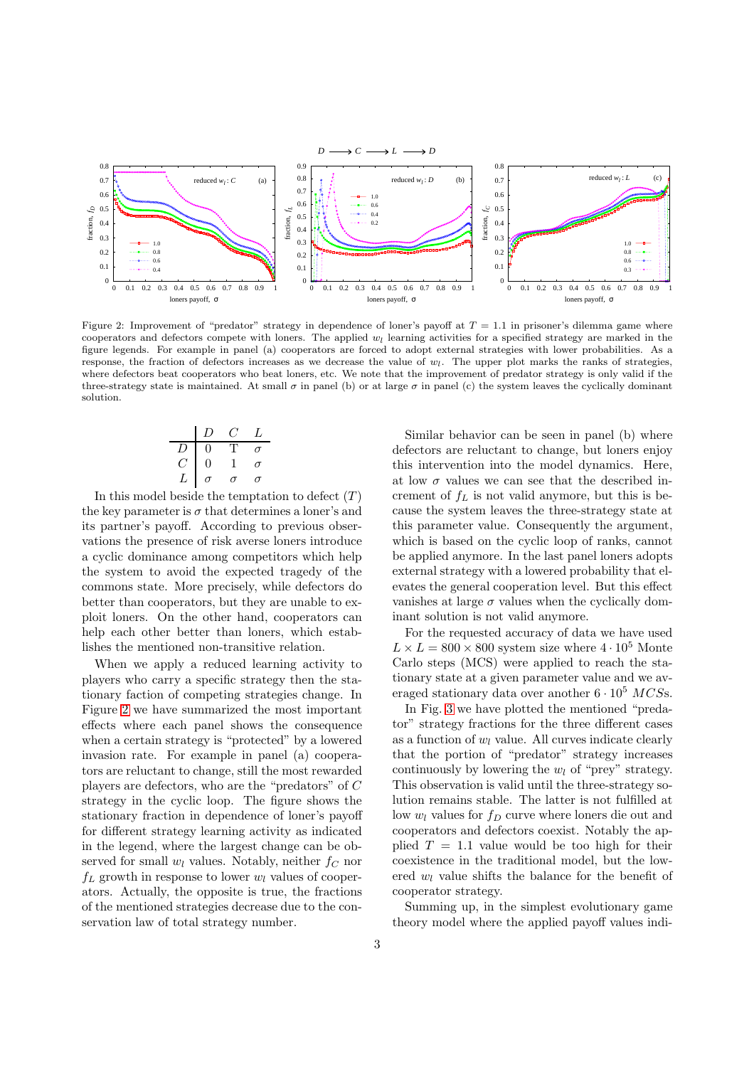Figure 2: Improvement of "predator" strategy in dependence of loner's payoff at $T = 1.1$ in prisoner's dilemma game where cooperators and defectors compete with loners. The applied $w_l$ learning activities for a specified strategy are marked in the figure legends. For example in panel (a) cooperators are forced to adopt external strategies with lower probabilities. As a response, the fraction of defectors increases as we decrease the value of $w_l$. The upper plot marks the ranks of strategies, where defectors beat cooperators who beat loners, etc. We note that the improvement of predator strategy is only valid if the three-strategy state is maintained. At small $\sigma$ in panel (b) or at large $\sigma$ in panel (c) the system leaves the cyclically dominant solution.

| | $D$ | $C$ | $L$ |
|---|---|---|---|
| $D$ | 0 | T | $\sigma$ |
| $C$ | 0 | 1 | $\sigma$ |
| $L$ | $\sigma$ | $\sigma$ | $\sigma$ |

In this model beside the temptation to defect ($T$) the key parameter is $\sigma$ that determines a loner's and its partner's payoff. According to previous observations the presence of risk averse loners introduce a cyclic dominance among competitors which help the system to avoid the expected tragedy of the commons state. More precisely, while defectors do better than cooperators, but they are unable to exploit loners. On the other hand, cooperators can help each other better than loners, which establishes the mentioned non-transitive relation.

When we apply a reduced learning activity to players who carry a specific strategy then the stationary faction of competing strategies change. In Figure 2 we have summarized the most important effects where each panel shows the consequence when a certain strategy is "protected" by a lowered invasion rate. For example in panel (a) cooperators are reluctant to change, still the most rewarded players are defectors, who are the "predators" of $C$ strategy in the cyclic loop. The figure shows the stationary fraction in dependence of loner's payoff for different strategy learning activity as indicated in the legend, where the largest change can be observed for small $w_l$ values. Notably, neither $f_C$ nor $f_L$ growth in response to lower $w_l$ values of cooperators. Actually, the opposite is true, the fractions of the mentioned strategies decrease due to the conservation law of total strategy number.

Similar behavior can be seen in panel (b) where defectors are reluctant to change, but loners enjoy this intervention into the model dynamics. Here, at low $\sigma$ values we can see that the described increment of $f_L$ is not valid anymore, but this is because the system leaves the three-strategy state at this parameter value. Consequently the argument, which is based on the cyclic loop of ranks, cannot be applied anymore. In the last panel loners adopts external strategy with a lowered probability that elevates the general cooperation level. But this effect vanishes at large $\sigma$ values when the cyclically dominant solution is not valid anymore.

For the requested accuracy of data we have used $L \times L = 800 \times 800$ system size where $4 \cdot 10^5$ Monte Carlo steps (MCS) were applied to reach the stationary state at a given parameter value and we averaged stationary data over another $6 \cdot 10^5$ $MCS$s.

In Fig. 3 we have plotted the mentioned "predator" strategy fractions for the three different cases as a function of $w_l$ value. All curves indicate clearly that the portion of "predator" strategy increases continuously by lowering the $w_l$ of "prey" strategy. This observation is valid until the three-strategy solution remains stable. The latter is not fulfilled at low $w_l$ values for $f_D$ curve where loners die out and cooperators and defectors coexist. Notably the applied $T = 1.1$ value would be too high for their coexistence in the traditional model, but the lowered $w_l$ value shifts the balance for the benefit of cooperator strategy.

Summing up, in the simplest evolutionary game theory model where the applied payoff values indi-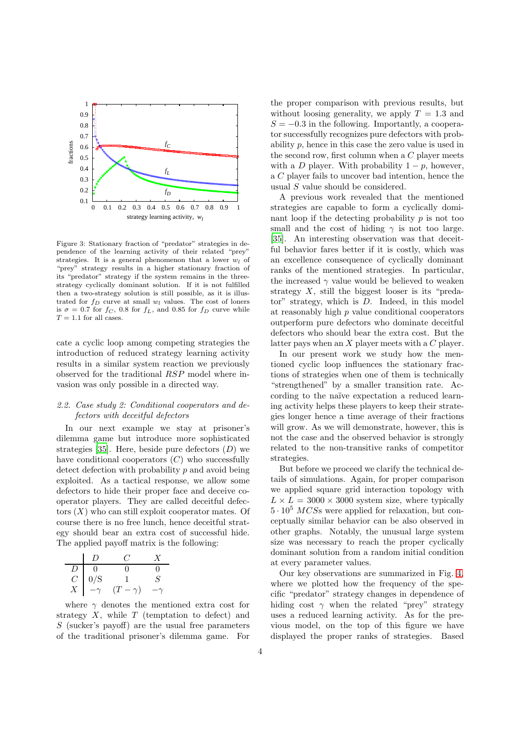Figure 3: Stationary fraction of "predator" strategies in dependence of the learning activity of their related "prey" strategies. It is a general phenomenon that a lower $w_l$ of "prey" strategy results in a higher stationary fraction of its "predator" strategy if the system remains in the three-strategy cyclically dominant solution. If it is not fulfilled then a two-strategy solution is still possible, as it is illustrated for $f_D$ curve at small $w_l$ values. The cost of loners is $\sigma = 0.7$ for $f_C$, 0.8 for $f_L$, and 0.85 for $f_D$ curve while $T = 1.1$ for all cases.

cate a cyclic loop among competing strategies the introduction of reduced strategy learning activity results in a similar system reaction we previously observed for the traditional $RSP$ model where invasion was only possible in a directed way.

### 2.2. Case study 2: Conditional cooperators and defectors with deceitful defectors

In our next example we stay at prisoner's dilemma game but introduce more sophisticated strategies [35]. Here, beside pure defectors ($D$) we have conditional cooperators ($C$) who successfully detect defection with probability $p$ and avoid being exploited. As a tactical response, we allow some defectors to hide their proper face and deceive cooperator players. They are called deceitful defectors ($X$) who can still exploit cooperator mates. Of course there is no free lunch, hence deceitful strategy should bear an extra cost of successful hide. The applied payoff matrix is the following:

| | $D$ | $C$ | $X$ |
|---|---|---|---|
| $D$ | 0 | 0 | 0 |
| $C$ | 0/S | 1 | $S$ |
| $X$ | $-\gamma$ | $(T-\gamma)$ | $-\gamma$ |

where $\gamma$ denotes the mentioned extra cost for strategy $X$, while $T$ (temptation to defect) and $S$ (sucker's payoff) are the usual free parameters of the traditional prisoner's dilemma game. For the proper comparison with previous results, but without loosing generality, we apply $T = 1.3$ and $S = -0.3$ in the following. Importantly, a cooperator successfully recognizes pure defectors with probability $p$, hence in this case the zero value is used in the second row, first column when a $C$ player meets with a $D$ player. With probability $1-p$, however, a $C$ player fails to uncover bad intention, hence the usual $S$ value should be considered.

A previous work revealed that the mentioned strategies are capable to form a cyclically dominant loop if the detecting probability $p$ is not too small and the cost of hiding $\gamma$ is not too large. [35]. An interesting observation was that deceitful behavior fares better if it is costly, which was an excellence consequence of cyclically dominant ranks of the mentioned strategies. In particular, the increased $\gamma$ value would be believed to weaken strategy $X$, still the biggest looser is its "predator" strategy, which is $D$. Indeed, in this model at reasonably high $p$ value conditional cooperators outperform pure defectors who dominate deceitful defectors who should bear the extra cost. But the latter pays when an $X$ player meets with a $C$ player.

In our present work we study how the mentioned cyclic loop influences the stationary fractions of strategies when one of them is technically "strengthened" by a smaller transition rate. According to the naïve expectation a reduced learning activity helps these players to keep their strategies longer hence a time average of their fractions will grow. As we will demonstrate, however, this is not the case and the observed behavior is strongly related to the non-transitive ranks of competitor strategies.

But before we proceed we clarify the technical details of simulations. Again, for proper comparison we applied square grid interaction topology with $L \times L = 3000 \times 3000$ system size, where typically $5 \cdot 10^5$ $MCSs$ were applied for relaxation, but conceptually similar behavior can be also observed in other graphs. Notably, the unusual large system size was necessary to reach the proper cyclically dominant solution from a random initial condition at every parameter values.

Our key observations are summarized in Fig. 4, where we plotted how the frequency of the specific "predator" strategy changes in dependence of hiding cost $\gamma$ when the related "prey" strategy uses a reduced learning activity. As for the previous model, on the top of this figure we have displayed the proper ranks of strategies. Based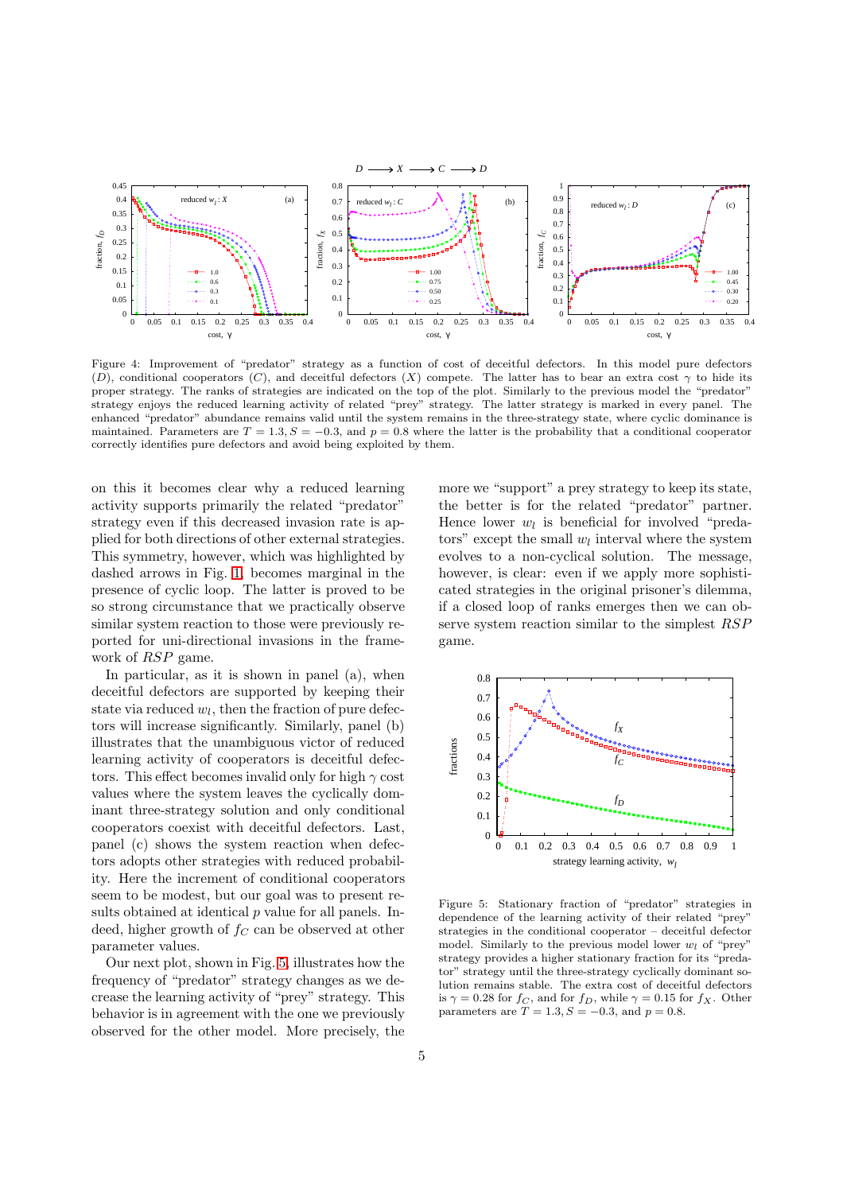Figure 4: Improvement of "predator" strategy as a function of cost of deceitful defectors. In this model pure defectors ($D$), conditional cooperators ($C$), and deceitful defectors ($X$) compete. The latter has to bear an extra cost $\gamma$ to hide its proper strategy. The ranks of strategies are indicated on the top of the plot. Similarly to the previous model the "predator" strategy enjoys the reduced learning activity of related "prey" strategy. The latter strategy is marked in every panel. The enhanced "predator" abundance remains valid until the system remains in the three-strategy state, where cyclic dominance is maintained. Parameters are $T = 1.3$, $S = -0.3$, and $p = 0.8$ where the latter is the probability that a conditional cooperator correctly identifies pure defectors and avoid being exploited by them.

on this it becomes clear why a reduced learning activity supports primarily the related "predator" strategy even if this decreased invasion rate is applied for both directions of other external strategies. This symmetry, however, which was highlighted by dashed arrows in Fig. 1, becomes marginal in the presence of cyclic loop. The latter is proved to be so strong circumstance that we practically observe similar system reaction to those were previously reported for uni-directional invasions in the framework of $RSP$ game.

In particular, as it is shown in panel (a), when deceitful defectors are supported by keeping their state via reduced $w_l$, then the fraction of pure defectors will increase significantly. Similarly, panel (b) illustrates that the unambiguous victor of reduced learning activity of cooperators is deceitful defectors. This effect becomes invalid only for high $\gamma$ cost values where the system leaves the cyclically dominant three-strategy solution and only conditional cooperators coexist with deceitful defectors. Last, panel (c) shows the system reaction when defectors adopts other strategies with reduced probability. Here the increment of conditional cooperators seem to be modest, but our goal was to present results obtained at identical $p$ value for all panels. Indeed, higher growth of $f_C$ can be observed at other parameter values.

Our next plot, shown in Fig. 5, illustrates how the frequency of "predator" strategy changes as we decrease the learning activity of "prey" strategy. This behavior is in agreement with the one we previously observed for the other model. More precisely, the more we "support" a prey strategy to keep its state, the better is for the related "predator" partner. Hence lower $w_l$ is beneficial for involved "predators" except the small $w_l$ interval where the system evolves to a non-cyclical solution. The message, however, is clear: even if we apply more sophisticated strategies in the original prisoner's dilemma, if a closed loop of ranks emerges then we can observe system reaction similar to the simplest $RSP$ game.

Figure 5: Stationary fraction of "predator" strategies in dependence of the learning activity of their related "prey" strategies in the conditional cooperator – deceitful defector model. Similarly to the previous model lower $w_l$ of "prey" strategy provides a higher stationary fraction for its "predator" strategy until the three-strategy cyclically dominant solution remains stable. The extra cost of deceitful defectors is $\gamma = 0.28$ for $f_C$, and for $f_D$, while $\gamma = 0.15$ for $f_X$. Other parameters are $T = 1.3$, $S = -0.3$, and $p = 0.8$.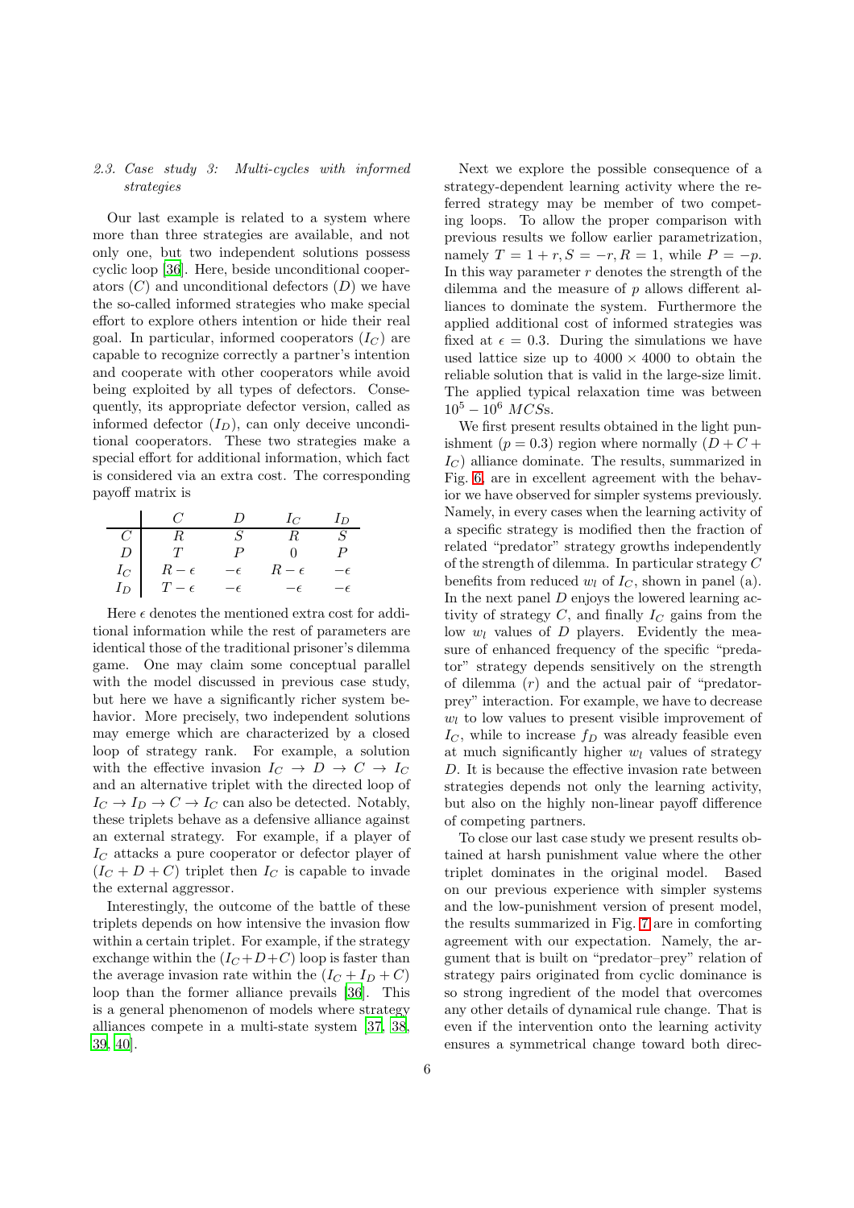### 2.3. Case study 3: Multi-cycles with informed strategies

Our last example is related to a system where more than three strategies are available, and not only one, but two independent solutions possess cyclic loop [36]. Here, beside unconditional cooperators ($C$) and unconditional defectors ($D$) we have the so-called informed strategies who make special effort to explore others intention or hide their real goal. In particular, informed cooperators ($I_C$) are capable to recognize correctly a partner's intention and cooperate with other cooperators while avoid being exploited by all types of defectors. Consequently, its appropriate defector version, called as informed defector ($I_D$), can only deceive unconditional cooperators. These two strategies make a special effort for additional information, which fact is considered via an extra cost. The corresponding payoff matrix is

| | $C$ | $D$ | $I_C$ | $I_D$ |
|---|---|---|---|---|
| $C$ | $R$ | $S$ | $R$ | $S$ |
| $D$ | $T$ | $P$ | $0$ | $P$ |
| $I_C$ | $R-\epsilon$ | $-\epsilon$ | $R-\epsilon$ | $-\epsilon$ |
| $I_D$ | $T-\epsilon$ | $-\epsilon$ | $-\epsilon$ | $-\epsilon$ |

Here $\epsilon$ denotes the mentioned extra cost for additional information while the rest of parameters are identical those of the traditional prisoner's dilemma game. One may claim some conceptual parallel with the model discussed in previous case study, but here we have a significantly richer system behavior. More precisely, two independent solutions may emerge which are characterized by a closed loop of strategy rank. For example, a solution with the effective invasion $I_C \to D \to C \to I_C$ and an alternative triplet with the directed loop of $I_C \to I_D \to C \to I_C$ can also be detected. Notably, these triplets behave as a defensive alliance against an external strategy. For example, if a player of $I_C$ attacks a pure cooperator or defector player of $(I_C + D + C)$ triplet then $I_C$ is capable to invade the external aggressor.

Interestingly, the outcome of the battle of these triplets depends on how intensive the invasion flow within a certain triplet. For example, if the strategy exchange within the $(I_C + D + C)$ loop is faster than the average invasion rate within the $(I_C + I_D + C)$ loop than the former alliance prevails [36]. This is a general phenomenon of models where strategy alliances compete in a multi-state system [37, 38, 39, 40].

Next we explore the possible consequence of a strategy-dependent learning activity where the referred strategy may be member of two competing loops. To allow the proper comparison with previous results we follow earlier parametrization, namely $T = 1 + r, S = -r, R = 1$, while $P = -p$. In this way parameter $r$ denotes the strength of the dilemma and the measure of $p$ allows different alliances to dominate the system. Furthermore the applied additional cost of informed strategies was fixed at $\epsilon = 0.3$. During the simulations we have used lattice size up to $4000 \times 4000$ to obtain the reliable solution that is valid in the large-size limit. The applied typical relaxation time was between $10^5 - 10^6$ $MCS$s.

We first present results obtained in the light punishment ($p = 0.3$) region where normally $(D + C + I_C)$ alliance dominate. The results, summarized in Fig. 6, are in excellent agreement with the behavior we have observed for simpler systems previously. Namely, in every cases when the learning activity of a specific strategy is modified then the fraction of related "predator" strategy growths independently of the strength of dilemma. In particular strategy $C$ benefits from reduced $w_l$ of $I_C$, shown in panel (a). In the next panel $D$ enjoys the lowered learning activity of strategy $C$, and finally $I_C$ gains from the low $w_l$ values of $D$ players. Evidently the measure of enhanced frequency of the specific "predator" strategy depends sensitively on the strength of dilemma ($r$) and the actual pair of "predator-prey" interaction. For example, we have to decrease $w_l$ to low values to present visible improvement of $I_C$, while to increase $f_D$ was already feasible even at much significantly higher $w_l$ values of strategy $D$. It is because the effective invasion rate between strategies depends not only the learning activity, but also on the highly non-linear payoff difference of competing partners.

To close our last case study we present results obtained at harsh punishment value where the other triplet dominates in the original model. Based on our previous experience with simpler systems and the low-punishment version of present model, the results summarized in Fig. 7 are in comforting agreement with our expectation. Namely, the argument that is built on "predator–prey" relation of strategy pairs originated from cyclic dominance is so strong ingredient of the model that overcomes any other details of dynamical rule change. That is even if the intervention onto the learning activity ensures a symmetrical change toward both direc-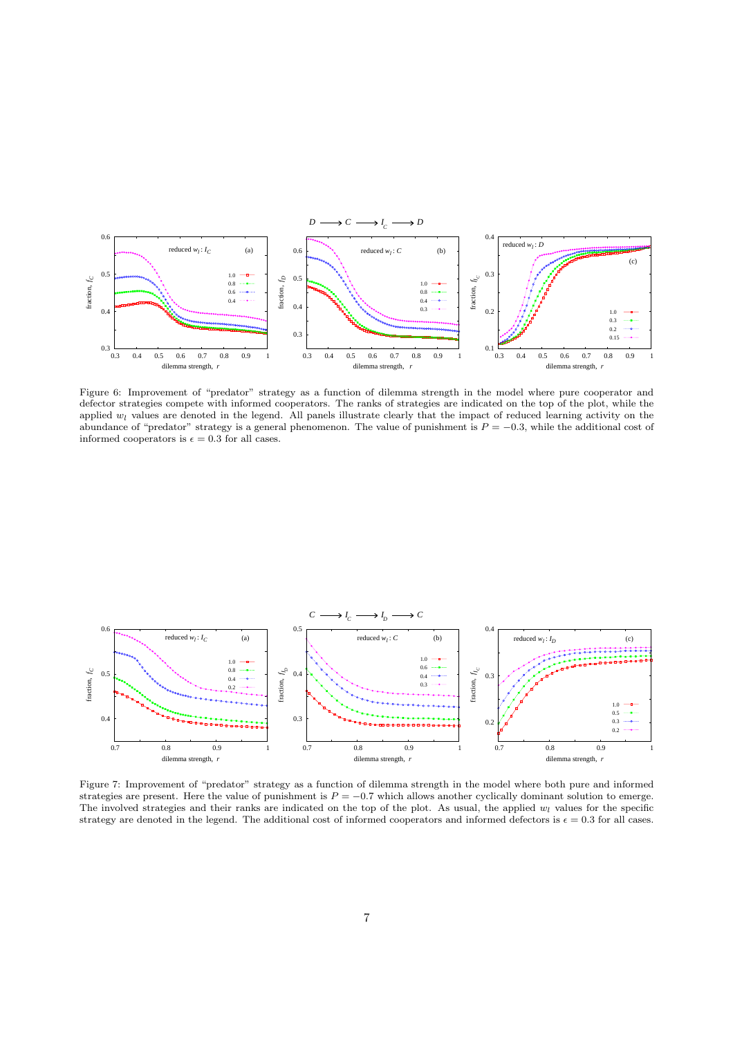Figure 6: Improvement of "predator" strategy as a function of dilemma strength in the model where pure cooperator and defector strategies compete with informed cooperators. The ranks of strategies are indicated on the top of the plot, while the applied $w_l$ values are denoted in the legend. All panels illustrate clearly that the impact of reduced learning activity on the abundance of "predator" strategy is a general phenomenon. The value of punishment is $P = -0.3$, while the additional cost of informed cooperators is $\epsilon = 0.3$ for all cases.

Figure 7: Improvement of "predator" strategy as a function of dilemma strength in the model where both pure and informed strategies are present. Here the value of punishment is $P = -0.7$ which allows another cyclically dominant solution to emerge. The involved strategies and their ranks are indicated on the top of the plot. As usual, the applied $w_l$ values for the specific strategy are denoted in the legend. The additional cost of informed cooperators and informed defectors is $\epsilon = 0.3$ for all cases.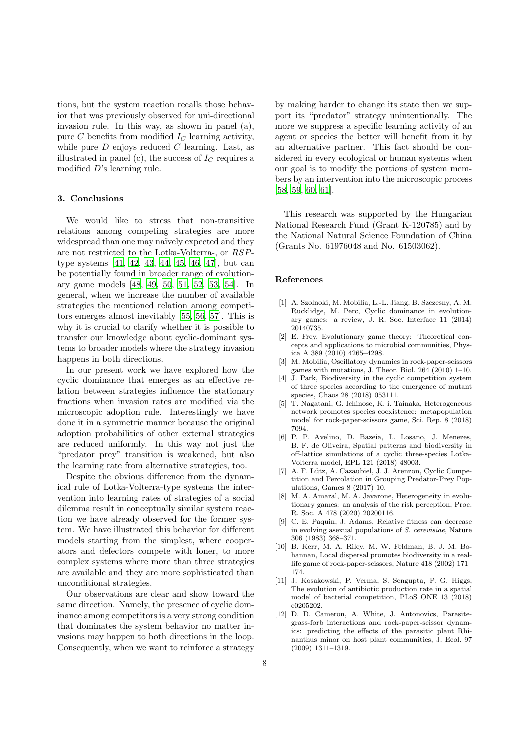tions, but the system reaction recalls those behavior that was previously observed for uni-directional invasion rule. In this way, as shown in panel (a), pure $C$ benefits from modified $I_C$ learning activity, while pure $D$ enjoys reduced $C$ learning. Last, as illustrated in panel (c), the success of $I_C$ requires a modified $D$'s learning rule.

## 3. Conclusions

We would like to stress that non-transitive relations among competing strategies are more widespread than one may naïvely expected and they are not restricted to the Lotka-Volterra-, or $RSP$-type systems [41, 42, 43, 44, 45, 46, 47], but can be potentially found in broader range of evolutionary game models [48, 49, 50, 51, 52, 53, 54]. In general, when we increase the number of available strategies the mentioned relation among competitors emerges almost inevitably [55, 56, 57]. This is why it is crucial to clarify whether it is possible to transfer our knowledge about cyclic-dominant systems to broader models where the strategy invasion happens in both directions.

In our present work we have explored how the cyclic dominance that emerges as an effective relation between strategies influence the stationary fractions when invasion rates are modified via the microscopic adoption rule. Interestingly we have done it in a symmetric manner because the original adoption probabilities of other external strategies are reduced uniformly. In this way not just the "predator–prey" transition is weakened, but also the learning rate from alternative strategies, too.

Despite the obvious difference from the dynamical rule of Lotka-Volterra-type systems the intervention into learning rates of strategies of a social dilemma result in conceptually similar system reaction we have already observed for the former system. We have illustrated this behavior for different models starting from the simplest, where cooperators and defectors compete with loner, to more complex systems where more than three strategies are available and they are more sophisticated than unconditional strategies.

Our observations are clear and show toward the same direction. Namely, the presence of cyclic dominance among competitors is a very strong condition that dominates the system behavior no matter invasions may happen to both directions in the loop. Consequently, when we want to reinforce a strategy by making harder to change its state then we support its "predator" strategy unintentionally. The more we suppress a specific learning activity of an agent or species the better will benefit from it by an alternative partner. This fact should be considered in every ecological or human systems when our goal is to modify the portions of system members by an intervention into the microscopic process [58, 59, 60, 61].

This research was supported by the Hungarian National Research Fund (Grant K-120785) and by the National Natural Science Foundation of China (Grants No. 61976048 and No. 61503062).

## References

[1] A. Szolnoki, M. Mobilia, L.-L. Jiang, B. Szczesny, A. M. Rucklidge, M. Perc, Cyclic dominance in evolutionary games: a review, J. R. Soc. Interface 11 (2014) 20140735.

[2] E. Frey, Evolutionary game theory: Theoretical concepts and applications to microbial communities, Physica A 389 (2010) 4265–4298.

[3] M. Mobilia, Oscillatory dynamics in rock-paper-scissors games with mutations, J. Theor. Biol. 264 (2010) 1–10.

[4] J. Park, Biodiversity in the cyclic competition system of three species according to the emergence of mutant species, Chaos 28 (2018) 053111.

[5] T. Nagatani, G. Ichinose, K. i. Tainaka, Heterogeneous network promotes species coexistence: metapopulation model for rock-paper-scissors game, Sci. Rep. 8 (2018) 7094.

[6] P. P. Avelino, D. Bazeia, L. Losano, J. Menezes, B. F. de Oliveira, Spatial patterns and biodiversity in off-lattice simulations of a cyclic three-species Lotka-Volterra model, EPL 121 (2018) 48003.

[7] A. F. Lütz, A. Cazaubiel, J. J. Arenzon, Cyclic Competition and Percolation in Grouping Predator-Prey Populations, Games 8 (2017) 10.

[8] M. A. Amaral, M. A. Javarone, Heterogeneity in evolutionary games: an analysis of the risk perception, Proc. R. Soc. A 478 (2020) 20200116.

[9] C. E. Paquin, J. Adams, Relative fitness can decrease in evolving asexual populations of *S. cerevisiae*, Nature 306 (1983) 368–371.

[10] B. Kerr, M. A. Riley, M. W. Feldman, B. J. M. Bohannan, Local dispersal promotes biodiversity in a real-life game of rock-paper-scissors, Nature 418 (2002) 171–174.

[11] J. Kosakowski, P. Verma, S. Sengupta, P. G. Higgs, The evolution of antibiotic production rate in a spatial model of bacterial competition, PLoS ONE 13 (2018) e0205202.

[12] D. D. Cameron, A. White, J. Antonovics, Parasite-grass-forb interactions and rock-paper-scissor dynamics: predicting the effects of the parasitic plant Rhinanthus minor on host plant communities, J. Ecol. 97 (2009) 1311–1319.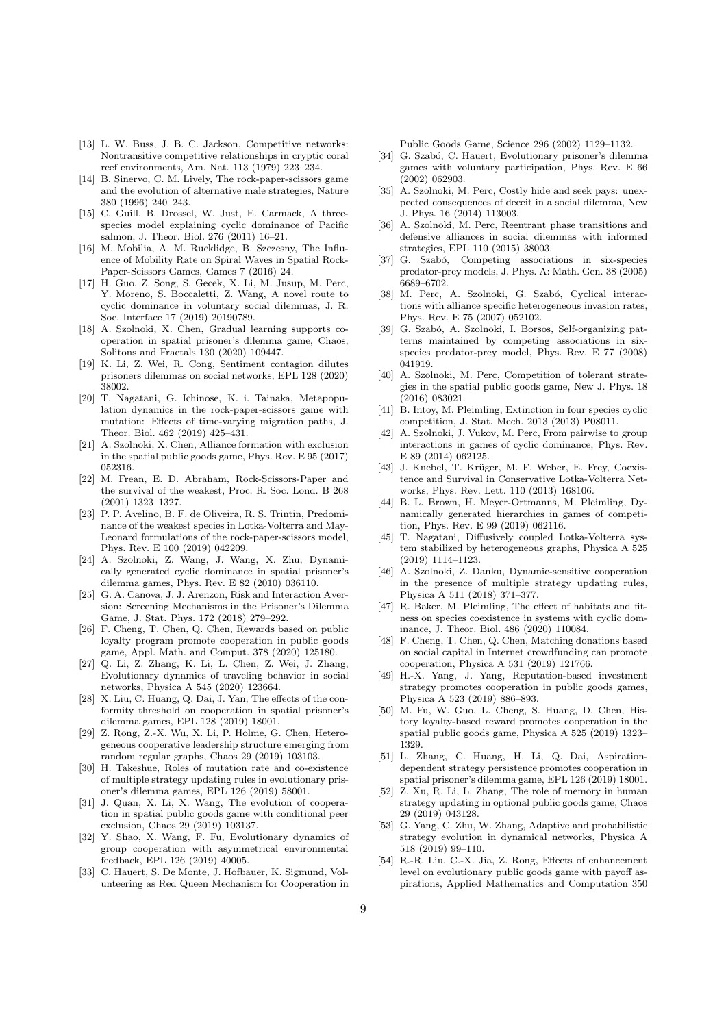[13] L. W. Buss, J. B. C. Jackson, Competitive networks: Nontransitive competitive relationships in cryptic coral reef environments, Am. Nat. 113 (1979) 223–234.

[14] B. Sinervo, C. M. Lively, The rock-paper-scissors game and the evolution of alternative male strategies, Nature 380 (1996) 240–243.

[15] C. Guill, B. Drossel, W. Just, E. Carmack, A three-species model explaining cyclic dominance of Pacific salmon, J. Theor. Biol. 276 (2011) 16–21.

[16] M. Mobilia, A. M. Rucklidge, B. Szczesny, The Influence of Mobility Rate on Spiral Waves in Spatial Rock-Paper-Scissors Games, Games 7 (2016) 24.

[17] H. Guo, Z. Song, S. Gecek, X. Li, M. Jusup, M. Perc, Y. Moreno, S. Boccaletti, Z. Wang, A novel route to cyclic dominance in voluntary social dilemmas, J. R. Soc. Interface 17 (2019) 20190789.

[18] A. Szolnoki, X. Chen, Gradual learning supports cooperation in spatial prisoner's dilemma game, Chaos, Solitons and Fractals 130 (2020) 109447.

[19] K. Li, Z. Wei, R. Cong, Sentiment contagion dilutes prisoners dilemmas on social networks, EPL 128 (2020) 38002.

[20] T. Nagatani, G. Ichinose, K. i. Tainaka, Metapopulation dynamics in the rock-paper-scissors game with mutation: Effects of time-varying migration paths, J. Theor. Biol. 462 (2019) 425–431.

[21] A. Szolnoki, X. Chen, Alliance formation with exclusion in the spatial public goods game, Phys. Rev. E 95 (2017) 052316.

[22] M. Frean, E. D. Abraham, Rock-Scissors-Paper and the survival of the weakest, Proc. R. Soc. Lond. B 268 (2001) 1323–1327.

[23] P. P. Avelino, B. F. de Oliveira, R. S. Trintin, Predominance of the weakest species in Lotka-Volterra and May-Leonard formulations of the rock-paper-scissors model, Phys. Rev. E 100 (2019) 042209.

[24] A. Szolnoki, Z. Wang, J. Wang, X. Zhu, Dynamically generated cyclic dominance in spatial prisoner's dilemma games, Phys. Rev. E 82 (2010) 036110.

[25] G. A. Canova, J. J. Arenzon, Risk and Interaction Aversion: Screening Mechanisms in the Prisoner's Dilemma Game, J. Stat. Phys. 172 (2018) 279–292.

[26] F. Cheng, T. Chen, Q. Chen, Rewards based on public loyalty program promote cooperation in public goods game, Appl. Math. and Comput. 378 (2020) 125180.

[27] Q. Li, Z. Zhang, K. Li, L. Chen, Z. Wei, J. Zhang, Evolutionary dynamics of traveling behavior in social networks, Physica A 545 (2020) 123664.

[28] X. Liu, C. Huang, Q. Dai, J. Yan, The effects of the conformity threshold on cooperation in spatial prisoner's dilemma games, EPL 128 (2019) 18001.

[29] Z. Rong, Z.-X. Wu, X. Li, P. Holme, G. Chen, Heterogeneous cooperative leadership structure emerging from random regular graphs, Chaos 29 (2019) 103103.

[30] H. Takeshue, Roles of mutation rate and co-existence of multiple strategy updating rules in evolutionary prisoner's dilemma games, EPL 126 (2019) 58001.

[31] J. Quan, X. Li, X. Wang, The evolution of cooperation in spatial public goods game with conditional peer exclusion, Chaos 29 (2019) 103137.

[32] Y. Shao, X. Wang, F. Fu, Evolutionary dynamics of group cooperation with asymmetrical environmental feedback, EPL 126 (2019) 40005.

[33] C. Hauert, S. De Monte, J. Hofbauer, K. Sigmund, Volunteering as Red Queen Mechanism for Cooperation in Public Goods Game, Science 296 (2002) 1129–1132.

[34] G. Szabó, C. Hauert, Evolutionary prisoner's dilemma games with voluntary participation, Phys. Rev. E 66 (2002) 062903.

[35] A. Szolnoki, M. Perc, Costly hide and seek pays: unexpected consequences of deceit in a social dilemma, New J. Phys. 16 (2014) 113003.

[36] A. Szolnoki, M. Perc, Reentrant phase transitions and defensive alliances in social dilemmas with informed strategies, EPL 110 (2015) 38003.

[37] G. Szabó, Competing associations in six-species predator-prey models, J. Phys. A: Math. Gen. 38 (2005) 6689–6702.

[38] M. Perc, A. Szolnoki, G. Szabó, Cyclical interactions with alliance specific heterogeneous invasion rates, Phys. Rev. E 75 (2007) 052102.

[39] G. Szabó, A. Szolnoki, I. Borsos, Self-organizing patterns maintained by competing associations in six-species predator-prey model, Phys. Rev. E 77 (2008) 041919.

[40] A. Szolnoki, M. Perc, Competition of tolerant strategies in the spatial public goods game, New J. Phys. 18 (2016) 083021.

[41] B. Intoy, M. Pleimling, Extinction in four species cyclic competition, J. Stat. Mech. 2013 (2013) P08011.

[42] A. Szolnoki, J. Vukov, M. Perc, From pairwise to group interactions in games of cyclic dominance, Phys. Rev. E 89 (2014) 062125.

[43] J. Knebel, T. Krüger, M. F. Weber, E. Frey, Coexistence and Survival in Conservative Lotka-Volterra Networks, Phys. Rev. Lett. 110 (2013) 168106.

[44] B. L. Brown, H. Meyer-Ortmanns, M. Pleimling, Dynamically generated hierarchies in games of competition, Phys. Rev. E 99 (2019) 062116.

[45] T. Nagatani, Diffusively coupled Lotka-Volterra system stabilized by heterogeneous graphs, Physica A 525 (2019) 1114–1123.

[46] A. Szolnoki, Z. Danku, Dynamic-sensitive cooperation in the presence of multiple strategy updating rules, Physica A 511 (2018) 371–377.

[47] R. Baker, M. Pleimling, The effect of habitats and fitness on species coexistence in systems with cyclic dominance, J. Theor. Biol. 486 (2020) 110084.

[48] F. Cheng, T. Chen, Q. Chen, Matching donations based on social capital in Internet crowdfunding can promote cooperation, Physica A 531 (2019) 121766.

[49] H.-X. Yang, J. Yang, Reputation-based investment strategy promotes cooperation in public goods games, Physica A 523 (2019) 886–893.

[50] M. Fu, W. Guo, L. Cheng, S. Huang, D. Chen, History loyalty-based reward promotes cooperation in the spatial public goods game, Physica A 525 (2019) 1323–1329.

[51] L. Zhang, C. Huang, H. Li, Q. Dai, Aspiration-dependent strategy persistence promotes cooperation in spatial prisoner's dilemma game, EPL 126 (2019) 18001.

[52] Z. Xu, R. Li, L. Zhang, The role of memory in human strategy updating in optional public goods game, Chaos 29 (2019) 043128.

[53] G. Yang, C. Zhu, W. Zhang, Adaptive and probabilistic strategy evolution in dynamical networks, Physica A 518 (2019) 99–110.

[54] R.-R. Liu, C.-X. Jia, Z. Rong, Effects of enhancement level on evolutionary public goods game with payoff aspirations, Applied Mathematics and Computation 350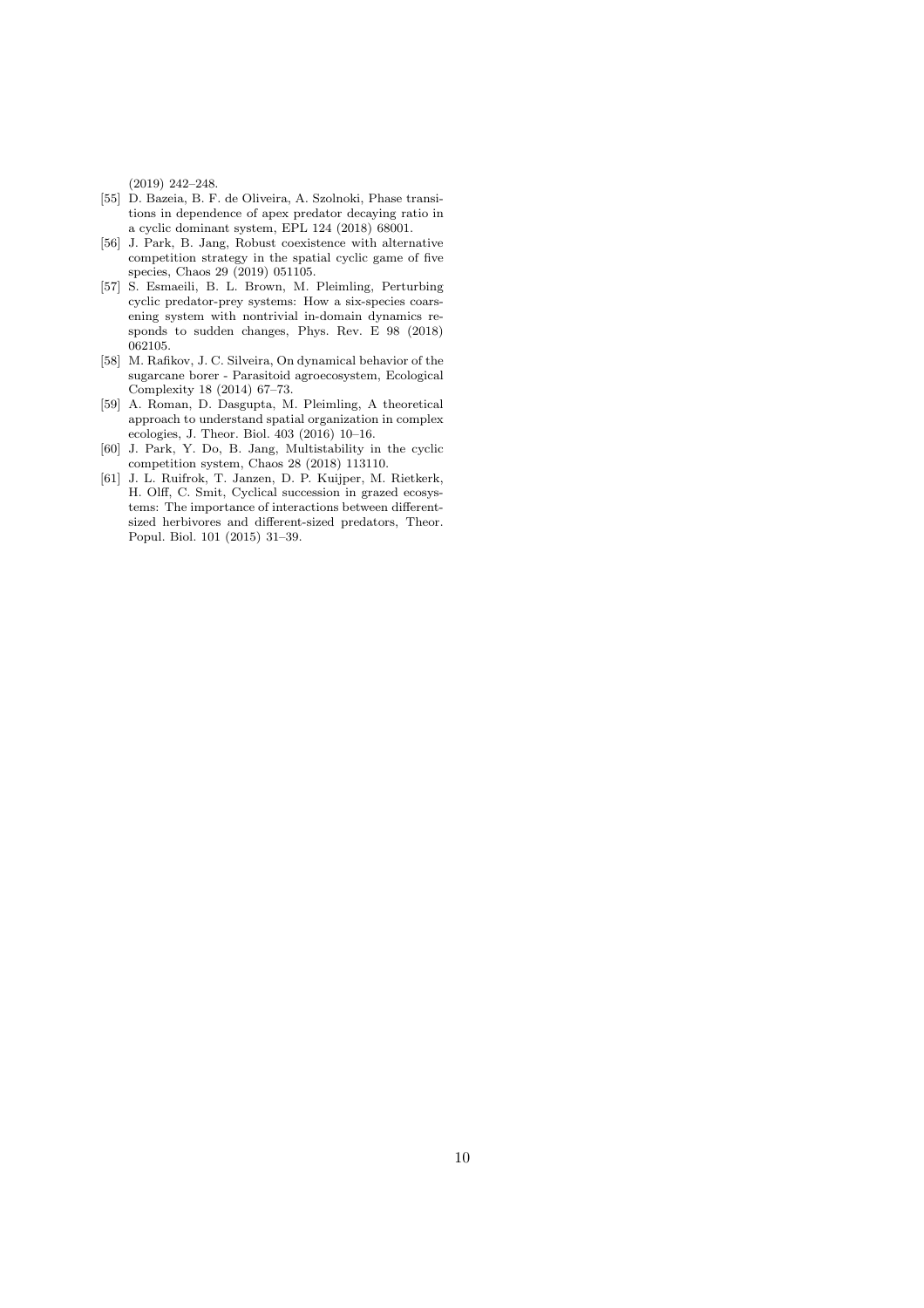(2019) 242–248.

[55] D. Bazeia, B. F. de Oliveira, A. Szolnoki, Phase transitions in dependence of apex predator decaying ratio in a cyclic dominant system, EPL 124 (2018) 68001.

[56] J. Park, B. Jang, Robust coexistence with alternative competition strategy in the spatial cyclic game of five species, Chaos 29 (2019) 051105.

[57] S. Esmaeili, B. L. Brown, M. Pleimling, Perturbing cyclic predator-prey systems: How a six-species coarsening system with nontrivial in-domain dynamics responds to sudden changes, Phys. Rev. E 98 (2018) 062105.

[58] M. Rafikov, J. C. Silveira, On dynamical behavior of the sugarcane borer - Parasitoid agroecosystem, Ecological Complexity 18 (2014) 67–73.

[59] A. Roman, D. Dasgupta, M. Pleimling, A theoretical approach to understand spatial organization in complex ecologies, J. Theor. Biol. 403 (2016) 10–16.

[60] J. Park, Y. Do, B. Jang, Multistability in the cyclic competition system, Chaos 28 (2018) 113110.

[61] J. L. Ruifrok, T. Janzen, D. P. Kuijper, M. Rietkerk, H. Olff, C. Smit, Cyclical succession in grazed ecosystems: The importance of interactions between different-sized herbivores and different-sized predators, Theor. Popul. Biol. 101 (2015) 31–39.